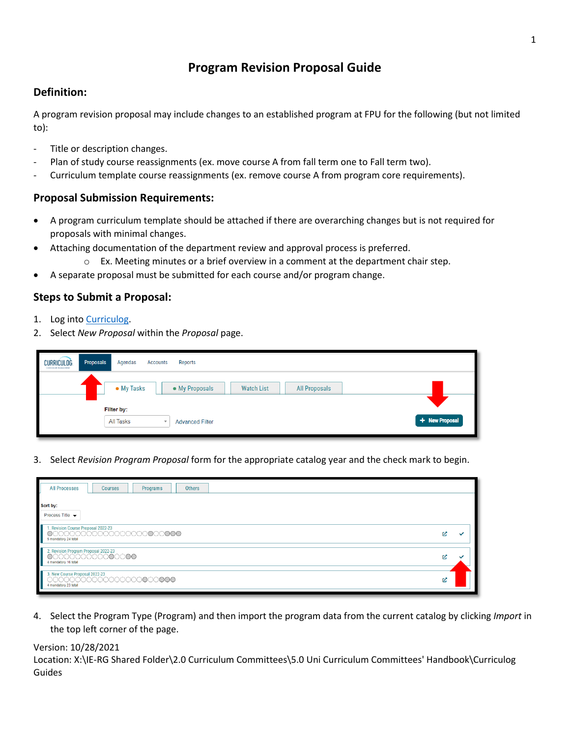# Program Revision Proposal Guide

## Definition:

A program revision proposal may include changes to an established program at FPU for the following (but not limited to):

- Title or description changes.
- Plan of study course reassignments (ex. move course A from fall term one to Fall term two).
- Curriculum template course reassignments (ex. remove course A from program core requirements).

## Proposal Submission Requirements:

- A program curriculum template should be attached if there are overarching changes but is not required for proposals with minimal changes.
- Attaching documentation of the department review and approval process is preferred.
  - Ex. Meeting minutes or a brief overview in a comment at the department chair step.
- A separate proposal must be submitted for each course and/or program change.

## Steps to Submit a Proposal:

1. Log into Curriculog.
2. Select *New Proposal* within the *Proposal* page.

3. Select *Revision Program Proposal* form for the appropriate catalog year and the check mark to begin.

4. Select the Program Type (Program) and then import the program data from the current catalog by clicking *Import* in the top left corner of the page.

Version: 10/28/2021
Location: X:\IE-RG Shared Folder\2.0 Curriculum Committees\5.0 Uni Curriculum Committees' Handbook\Curriculog Guides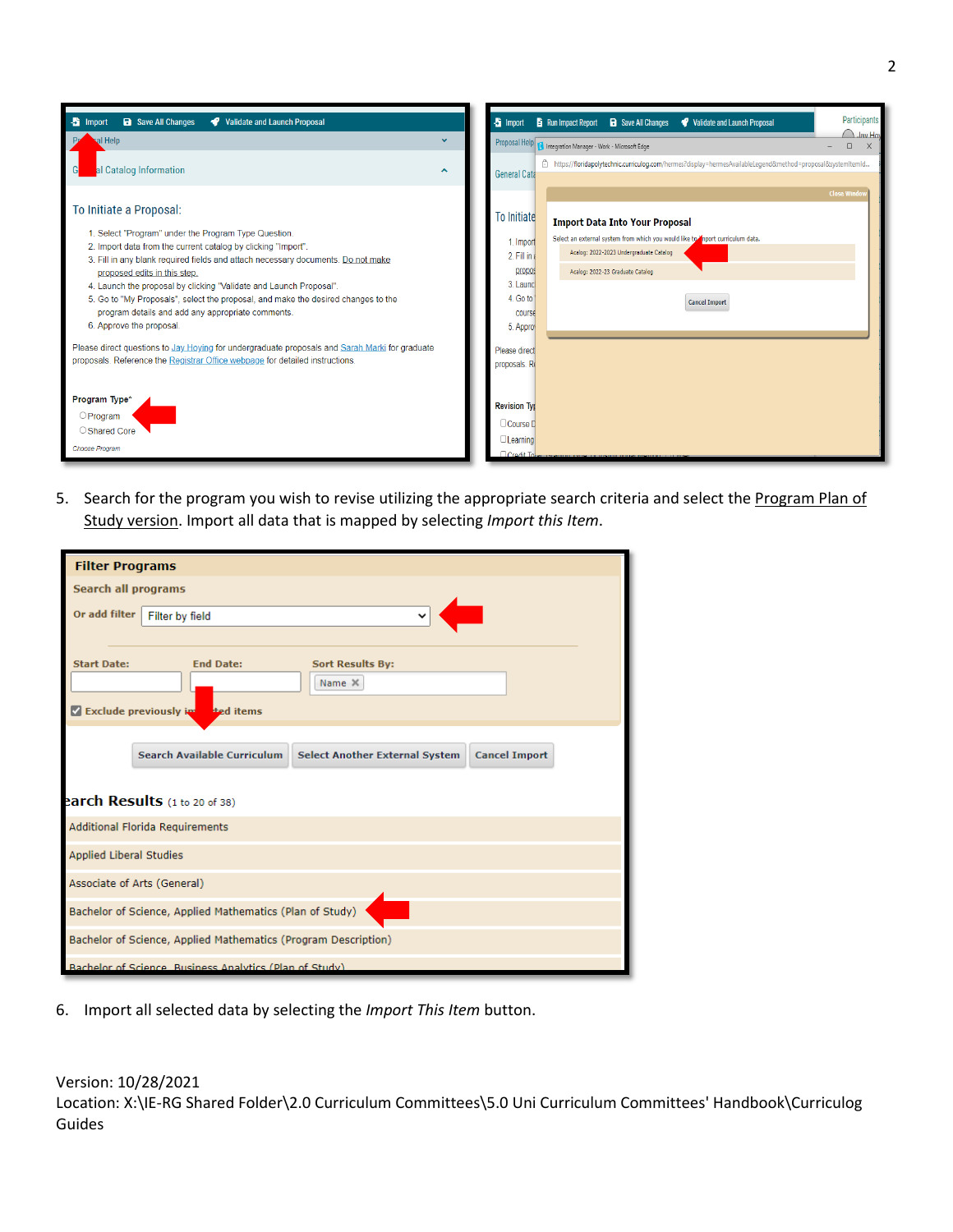5. Search for the program you wish to revise utilizing the appropriate search criteria and select the Program Plan of Study version. Import all data that is mapped by selecting *Import this Item*.

6. Import all selected data by selecting the *Import This Item* button.

Version: 10/28/2021
Location: X:\IE-RG Shared Folder\2.0 Curriculum Committees\5.0 Uni Curriculum Committees' Handbook\Curriculog Guides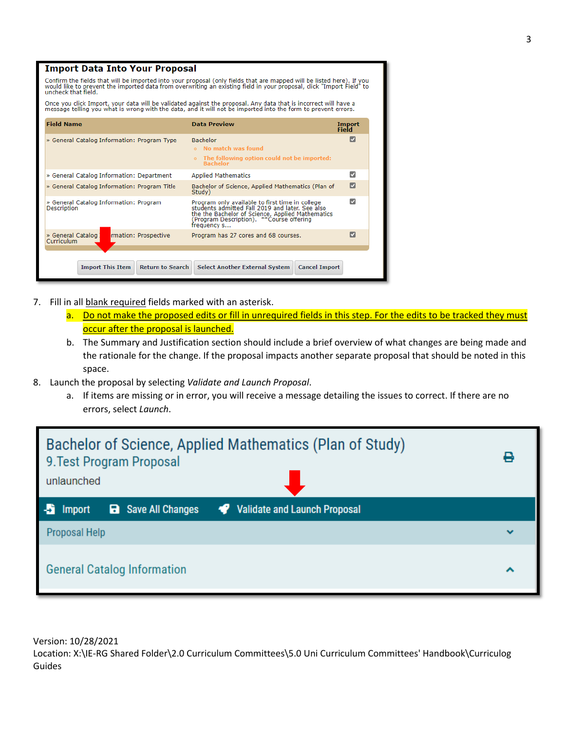## Import Data Into Your Proposal

Confirm the fields that will be imported into your proposal (only fields that are mapped will be listed here). If you would like to prevent the imported data from overwriting an existing field in your proposal, click "Import Field" to uncheck that field.

Once you click Import, your data will be validated against the proposal. Any data that is incorrect will have a message telling you what is wrong with the data, and it will not be imported into the form to prevent errors.

| Field Name | Data Preview | Import Field |
|---|---|---|
| » General Catalog Information: Program Type | Bachelor<br>○ No match was found<br>○ The following option could not be imported: Bachelor | ☑ |
| » General Catalog Information: Department | Applied Mathematics | ☑ |
| » General Catalog Information: Program Title | Bachelor of Science, Applied Mathematics (Plan of Study) | ☑ |
| » General Catalog Information: Program Description | Program only available to first time in college students admitted Fall 2019 and later. See also the the Bachelor of Science, Applied Mathematics (Program Description). **Course offering frequency s... | ☑ |
| » General Catalog Information: Prospective Curriculum | Program has 27 cores and 68 courses. | ☑ |

Import This Item | Return to Search | Select Another External System | Cancel Import

7. Fill in all blank required fields marked with an asterisk.
   a. Do not make the proposed edits or fill in unrequired fields in this step. For the edits to be tracked they must occur after the proposal is launched.
   b. The Summary and Justification section should include a brief overview of what changes are being made and the rationale for the change. If the proposal impacts another separate proposal that should be noted in this space.
8. Launch the proposal by selecting *Validate and Launch Proposal*.
   a. If items are missing or in error, you will receive a message detailing the issues to correct. If there are no errors, select *Launch*.

Bachelor of Science, Applied Mathematics (Plan of Study)
9.Test Program Proposal
unlaunched

Import | Save All Changes | Validate and Launch Proposal

Proposal Help

General Catalog Information

Version: 10/28/2021
Location: X:\IE-RG Shared Folder\2.0 Curriculum Committees\5.0 Uni Curriculum Committees' Handbook\Curriculog Guides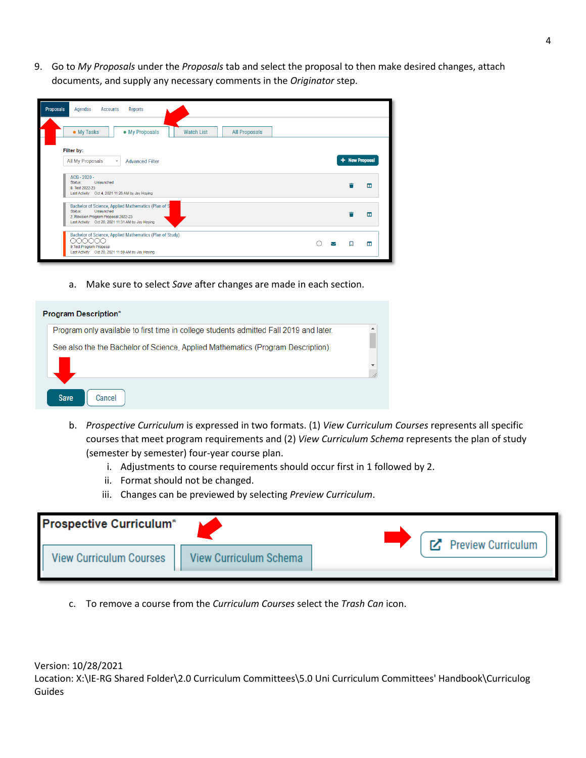9. Go to *My Proposals* under the *Proposals* tab and select the proposal to then make desired changes, attach documents, and supply any necessary comments in the *Originator* step.

   a. Make sure to select *Save* after changes are made in each section.

   b. *Prospective Curriculum* is expressed in two formats. (1) *View Curriculum Courses* represents all specific courses that meet program requirements and (2) *View Curriculum Schema* represents the plan of study (semester by semester) four-year course plan.
      i. Adjustments to course requirements should occur first in 1 followed by 2.
      ii. Format should not be changed.
      iii. Changes can be previewed by selecting *Preview Curriculum*.

   c. To remove a course from the *Curriculum Courses* select the *Trash Can* icon.

Version: 10/28/2021
Location: X:\IE-RG Shared Folder\2.0 Curriculum Committees\5.0 Uni Curriculum Committees' Handbook\Curriculog Guides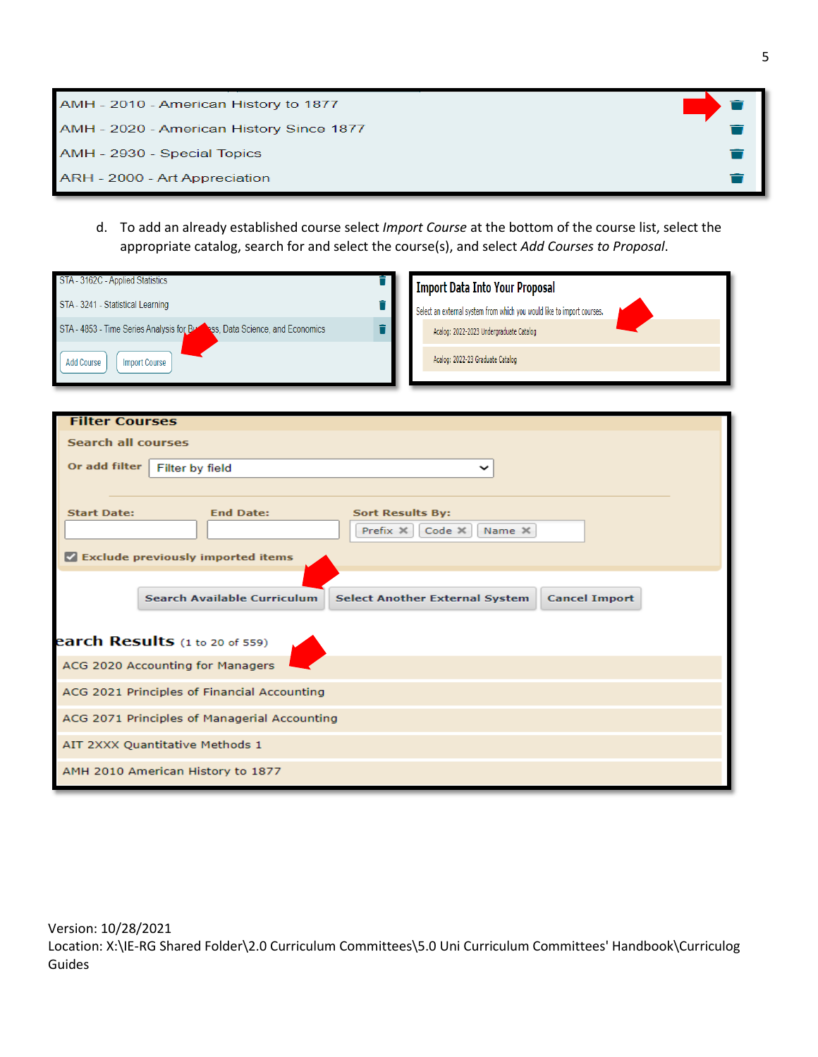AMH - 2010 - American History to 1877

AMH - 2020 - American History Since 1877

AMH - 2930 - Special Topics

ARH - 2000 - Art Appreciation

d. To add an already established course select *Import Course* at the bottom of the course list, select the appropriate catalog, search for and select the course(s), and select *Add Courses to Proposal*.

STA - 3162C - Applied Statistics

STA - 3241 - Statistical Learning

STA - 4853 - Time Series Analysis for Business, Data Science, and Economics

Add Course | Import Course

**Import Data Into Your Proposal**

Select an external system from which you would like to import courses.

Acalog: 2022-2023 Undergraduate Catalog

Acalog: 2022-23 Graduate Catalog

**Filter Courses**

**Search all courses**

**Or add filter** Filter by field

**Start Date:** **End Date:** **Sort Results By:** Prefix ✕ Code ✕ Name ✕

☑ **Exclude previously imported items**

Search Available Curriculum | Select Another External System | Cancel Import

**earch Results** (1 to 20 of 559)

ACG 2020 Accounting for Managers

ACG 2021 Principles of Financial Accounting

ACG 2071 Principles of Managerial Accounting

AIT 2XXX Quantitative Methods 1

AMH 2010 American History to 1877

Version: 10/28/2021

Location: X:\IE-RG Shared Folder\2.0 Curriculum Committees\5.0 Uni Curriculum Committees' Handbook\Curriculog Guides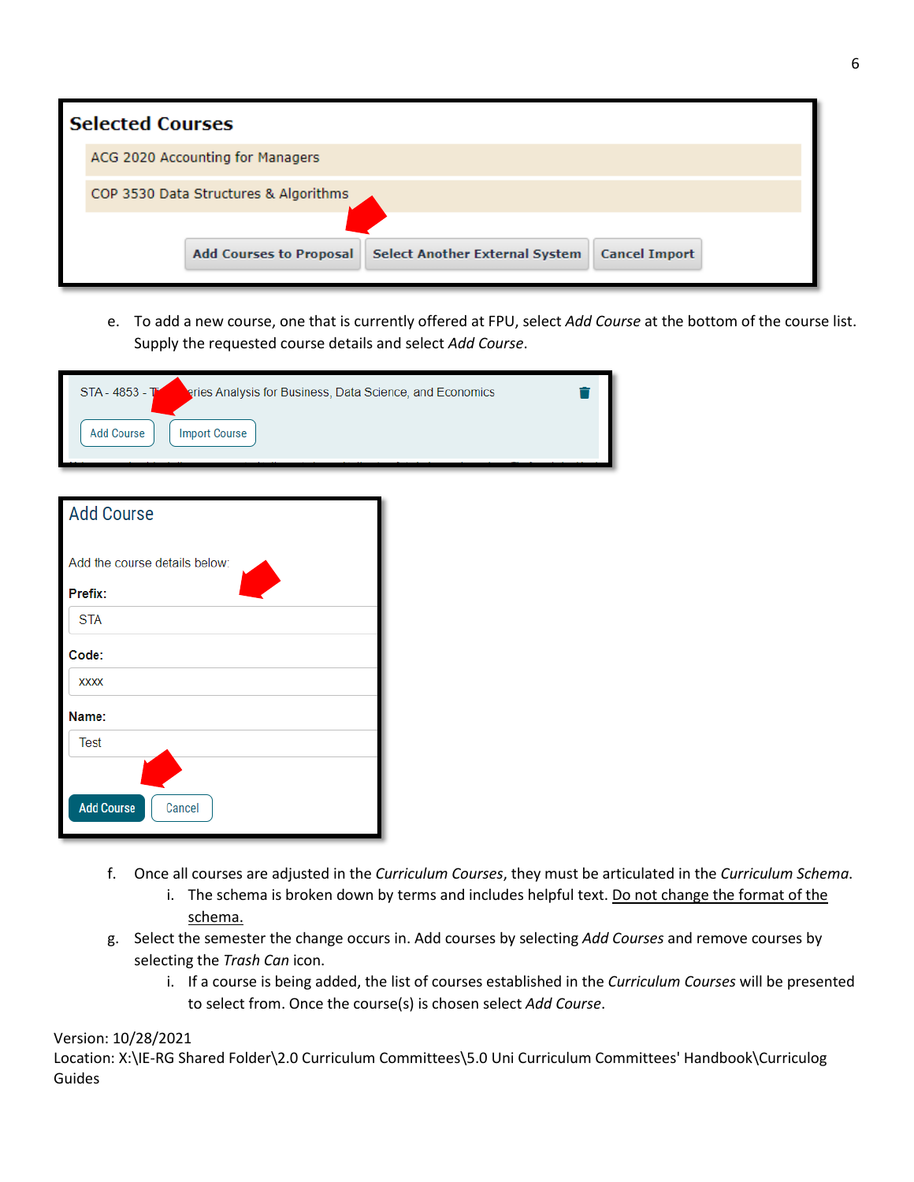e. To add a new course, one that is currently offered at FPU, select *Add Course* at the bottom of the course list. Supply the requested course details and select *Add Course*.

f. Once all courses are adjusted in the *Curriculum Courses*, they must be articulated in the *Curriculum Schema*.

   i. The schema is broken down by terms and includes helpful text. Do not change the format of the schema.

g. Select the semester the change occurs in. Add courses by selecting *Add Courses* and remove courses by selecting the *Trash Can* icon.

   i. If a course is being added, the list of courses established in the *Curriculum Courses* will be presented to select from. Once the course(s) is chosen select *Add Course*.

Version: 10/28/2021
Location: X:\IE-RG Shared Folder\2.0 Curriculum Committees\5.0 Uni Curriculum Committees' Handbook\Curriculog Guides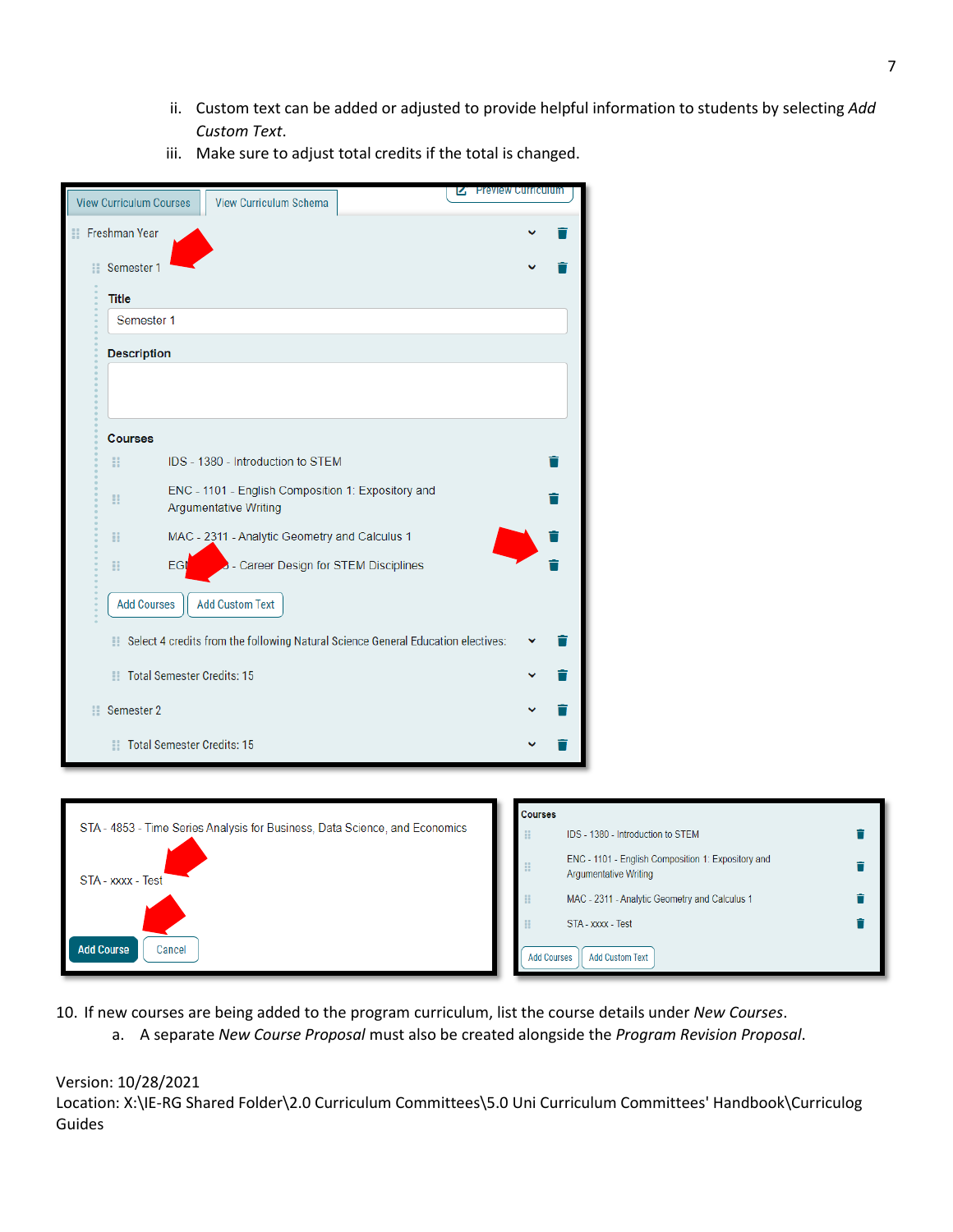ii. Custom text can be added or adjusted to provide helpful information to students by selecting *Add Custom Text*.

iii. Make sure to adjust total credits if the total is changed.

10. If new courses are being added to the program curriculum, list the course details under *New Courses*.
    a. A separate *New Course Proposal* must also be created alongside the *Program Revision Proposal*.

Version: 10/28/2021
Location: X:\IE-RG Shared Folder\2.0 Curriculum Committees\5.0 Uni Curriculum Committees' Handbook\Curriculog Guides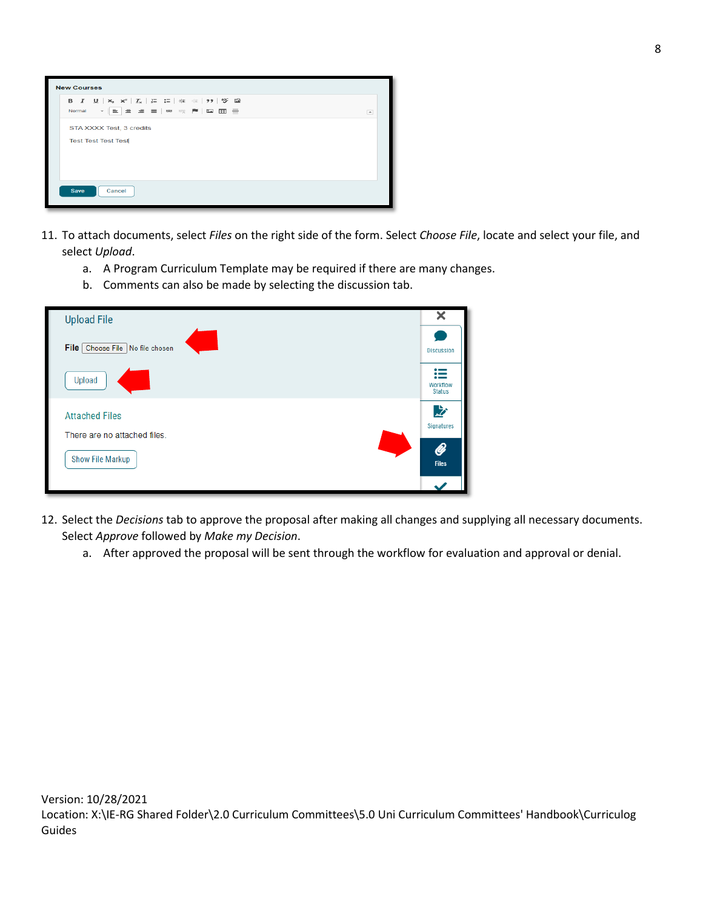11. To attach documents, select *Files* on the right side of the form. Select *Choose File*, locate and select your file, and select *Upload*.
    a. A Program Curriculum Template may be required if there are many changes.
    b. Comments can also be made by selecting the discussion tab.

12. Select the *Decisions* tab to approve the proposal after making all changes and supplying all necessary documents. Select *Approve* followed by *Make my Decision*.
    a. After approved the proposal will be sent through the workflow for evaluation and approval or denial.

Version: 10/28/2021
Location: X:\IE-RG Shared Folder\2.0 Curriculum Committees\5.0 Uni Curriculum Committees' Handbook\Curriculog Guides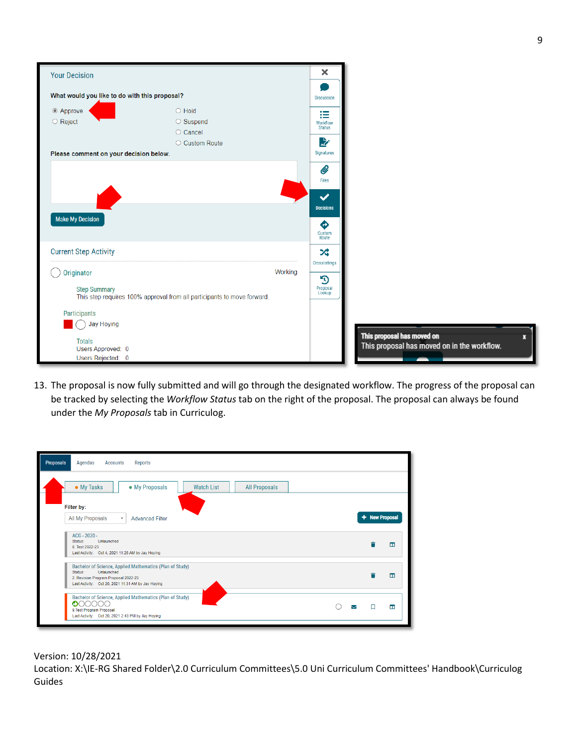13. The proposal is now fully submitted and will go through the designated workflow. The progress of the proposal can be tracked by selecting the *Workflow Status* tab on the right of the proposal. The proposal can always be found under the *My Proposals* tab in Curriculog.

Version: 10/28/2021
Location: X:\IE-RG Shared Folder\2.0 Curriculum Committees\5.0 Uni Curriculum Committees' Handbook\Curriculog Guides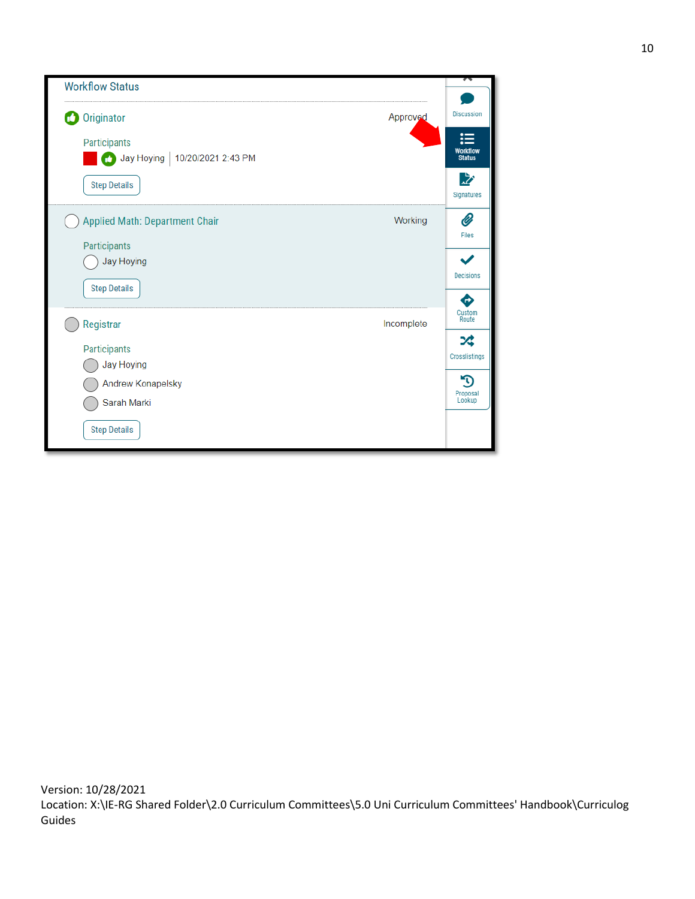Workflow Status

Originator — Approved

Participants

Jay Hoying | 10/20/2021 2:43 PM

Step Details

Applied Math: Department Chair — Working

Participants

Jay Hoying

Step Details

Registrar — Incomplete

Participants

Jay Hoying

Andrew Konapelsky

Sarah Marki

Step Details

Discussion

Workflow Status

Signatures

Files

Decisions

Custom Route

Crosslistings

Proposal Lookup

Version: 10/28/2021
Location: X:\IE-RG Shared Folder\2.0 Curriculum Committees\5.0 Uni Curriculum Committees' Handbook\Curriculog Guides